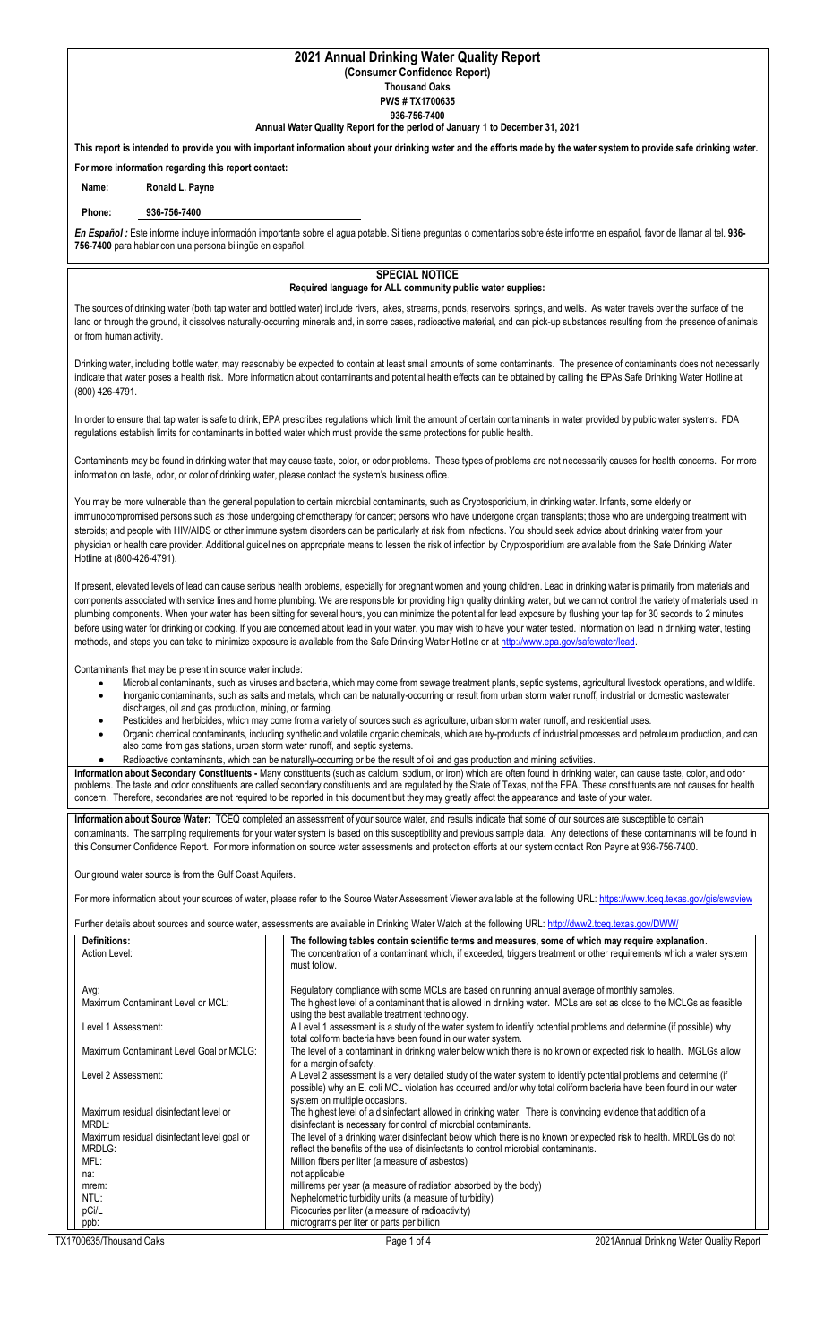# 2021 Annual Drinking Water Quality Report

**(Consumer Confidence Report)**

**Thousand Oaks**

**PWS # TX1700635**

**936-756-7400**

**Annual Water Quality Report for the period of January 1 to December 31, 2021**

**This report is intended to provide you with important information about your drinking water and the efforts made by the water system to provide safe drinking water.**

**For more information regarding this report contact:**

**Name:** Ronald L. Payne

**Phone:** 936-756-7400

***En Español :*** Este informe incluye información importante sobre el agua potable. Si tiene preguntas o comentarios sobre éste informe en español, favor de llamar al tel. **936-756-7400** para hablar con una persona bilingüe en español.

## SPECIAL NOTICE

**Required language for ALL community public water supplies:**

The sources of drinking water (both tap water and bottled water) include rivers, lakes, streams, ponds, reservoirs, springs, and wells. As water travels over the surface of the land or through the ground, it dissolves naturally-occurring minerals and, in some cases, radioactive material, and can pick-up substances resulting from the presence of animals or from human activity.

Drinking water, including bottle water, may reasonably be expected to contain at least small amounts of some contaminants. The presence of contaminants does not necessarily indicate that water poses a health risk. More information about contaminants and potential health effects can be obtained by calling the EPAs Safe Drinking Water Hotline at (800) 426-4791.

In order to ensure that tap water is safe to drink, EPA prescribes regulations which limit the amount of certain contaminants in water provided by public water systems. FDA regulations establish limits for contaminants in bottled water which must provide the same protections for public health.

Contaminants may be found in drinking water that may cause taste, color, or odor problems. These types of problems are not necessarily causes for health concerns. For more information on taste, odor, or color of drinking water, please contact the system's business office.

You may be more vulnerable than the general population to certain microbial contaminants, such as Cryptosporidium, in drinking water. Infants, some elderly or immunocompromised persons such as those undergoing chemotherapy for cancer; persons who have undergone organ transplants; those who are undergoing treatment with steroids; and people with HIV/AIDS or other immune system disorders can be particularly at risk from infections. You should seek advice about drinking water from your physician or health care provider. Additional guidelines on appropriate means to lessen the risk of infection by Cryptosporidium are available from the Safe Drinking Water Hotline at (800-426-4791).

If present, elevated levels of lead can cause serious health problems, especially for pregnant women and young children. Lead in drinking water is primarily from materials and components associated with service lines and home plumbing. We are responsible for providing high quality drinking water, but we cannot control the variety of materials used in plumbing components. When your water has been sitting for several hours, you can minimize the potential for lead exposure by flushing your tap for 30 seconds to 2 minutes before using water for drinking or cooking. If you are concerned about lead in your water, you may wish to have your water tested. Information on lead in drinking water, testing methods, and steps you can take to minimize exposure is available from the Safe Drinking Water Hotline or at http://www.epa.gov/safewater/lead.

Contaminants that may be present in source water include:

- Microbial contaminants, such as viruses and bacteria, which may come from sewage treatment plants, septic systems, agricultural livestock operations, and wildlife.
- Inorganic contaminants, such as salts and metals, which can be naturally-occurring or result from urban storm water runoff, industrial or domestic wastewater discharges, oil and gas production, mining, or farming.
- Pesticides and herbicides, which may come from a variety of sources such as agriculture, urban storm water runoff, and residential uses.
- Organic chemical contaminants, including synthetic and volatile organic chemicals, which are by-products of industrial processes and petroleum production, and can also come from gas stations, urban storm water runoff, and septic systems.
- Radioactive contaminants, which can be naturally-occurring or be the result of oil and gas production and mining activities.

**Information about Secondary Constituents -** Many constituents (such as calcium, sodium, or iron) which are often found in drinking water, can cause taste, color, and odor problems. The taste and odor constituents are called secondary constituents and are regulated by the State of Texas, not the EPA. These constituents are not causes for health concern. Therefore, secondaries are not required to be reported in this document but they may greatly affect the appearance and taste of your water.

**Information about Source Water:** TCEQ completed an assessment of your source water, and results indicate that some of our sources are susceptible to certain contaminants. The sampling requirements for your water system is based on this susceptibility and previous sample data. Any detections of these contaminants will be found in this Consumer Confidence Report. For more information on source water assessments and protection efforts at our system contact Ron Payne at 936-756-7400.

Our ground water source is from the Gulf Coast Aquifers.

For more information about your sources of water, please refer to the Source Water Assessment Viewer available at the following URL: https://www.tceq.texas.gov/gis/swaview

Further details about sources and source water, assessments are available in Drinking Water Watch at the following URL: http://dww2.tceq.texas.gov/DWW/

| **Definitions:** | **The following tables contain scientific terms and measures, some of which may require explanation**. |
|---|---|
| Action Level: | The concentration of a contaminant which, if exceeded, triggers treatment or other requirements which a water system must follow. |
| Avg: | Regulatory compliance with some MCLs are based on running annual average of monthly samples. |
| Maximum Contaminant Level or MCL: | The highest level of a contaminant that is allowed in drinking water. MCLs are set as close to the MCLGs as feasible using the best available treatment technology. |
| Level 1 Assessment: | A Level 1 assessment is a study of the water system to identify potential problems and determine (if possible) why total coliform bacteria have been found in our water system. |
| Maximum Contaminant Level Goal or MCLG: | The level of a contaminant in drinking water below which there is no known or expected risk to health. MGLGs allow for a margin of safety. |
| Level 2 Assessment: | A Level 2 assessment is a very detailed study of the water system to identify potential problems and determine (if possible) why an E. coli MCL violation has occurred and/or why total coliform bacteria have been found in our water system on multiple occasions. |
| Maximum residual disinfectant level or MRDL: | The highest level of a disinfectant allowed in drinking water. There is convincing evidence that addition of a disinfectant is necessary for control of microbial contaminants. |
| Maximum residual disinfectant level goal or MRDLG: | The level of a drinking water disinfectant below which there is no known or expected risk to health. MRDLGs do not reflect the benefits of the use of disinfectants to control microbial contaminants. |
| MFL: | Million fibers per liter (a measure of asbestos) |
| na: | not applicable |
| mrem: | millirems per year (a measure of radiation absorbed by the body) |
| NTU: | Nephelometric turbidity units (a measure of turbidity) |
| pCi/L | Picocuries per liter (a measure of radioactivity) |
| ppb: | micrograms per liter or parts per billion |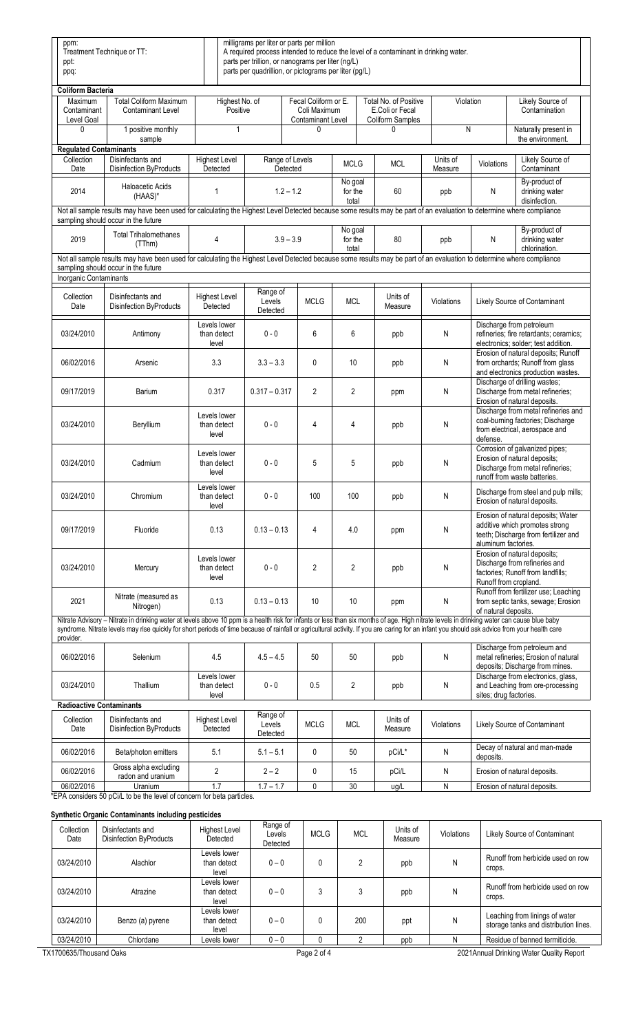| | |
|---|---|
| ppm: | milligrams per liter or parts per million |
| Treatment Technique or TT: | A required process intended to reduce the level of a contaminant in drinking water. |
| ppt: | parts per trillion, or nanograms per liter (ng/L) |
| ppq: | parts per quadrillion, or pictograms per liter (pg/L) |

## Coliform Bacteria

| Maximum Contaminant Level Goal | Total Coliform Maximum Contaminant Level | Highest No. of Positive | Fecal Coliform or E. Coli Maximum Contaminant Level | Total No. of Positive E.Coli or Fecal Coliform Samples | Violation | Likely Source of Contamination |
|---|---|---|---|---|---|---|
| 0 | 1 positive monthly sample | 1 | 0 | 0 | N | Naturally present in the environment. |

## Regulated Contaminants

| Collection Date | Disinfectants and Disinfection ByProducts | Highest Level Detected | Range of Levels Detected | MCLG | MCL | Units of Measure | Violations | Likely Source of Contaminant |
|---|---|---|---|---|---|---|---|---|
| 2014 | Haloacetic Acids (HAA5)* | 1 | 1.2 – 1.2 | No goal for the total | 60 | ppb | N | By-product of drinking water disinfection. |

Not all sample results may have been used for calculating the Highest Level Detected because some results may be part of an evaluation to determine where compliance sampling should occur in the future

| Collection Date | Disinfectants and Disinfection ByProducts | Highest Level Detected | Range of Levels Detected | MCLG | MCL | Units of Measure | Violations | Likely Source of Contaminant |
|---|---|---|---|---|---|---|---|---|
| 2019 | Total Trihalomethanes (TThm) | 4 | 3.9 – 3.9 | No goal for the total | 80 | ppb | N | By-product of drinking water chlorination. |

Not all sample results may have been used for calculating the Highest Level Detected because some results may be part of an evaluation to determine where compliance sampling should occur in the future

## Inorganic Contaminants

| Collection Date | Disinfectants and Disinfection ByProducts | Highest Level Detected | Range of Levels Detected | MCLG | MCL | Units of Measure | Violations | Likely Source of Contaminant |
|---|---|---|---|---|---|---|---|---|
| 03/24/2010 | Antimony | Levels lower than detect level | 0 - 0 | 6 | 6 | ppb | N | Discharge from petroleum refineries; fire retardants; ceramics; electronics; solder; test addition. |
| 06/02/2016 | Arsenic | 3.3 | 3.3 – 3.3 | 0 | 10 | ppb | N | Erosion of natural deposits; Runoff from orchards; Runoff from glass and electronics production wastes. |
| 09/17/2019 | Barium | 0.317 | 0.317 – 0.317 | 2 | 2 | ppm | N | Discharge of drilling wastes; Discharge from metal refineries; Erosion of natural deposits. |
| 03/24/2010 | Beryllium | Levels lower than detect level | 0 - 0 | 4 | 4 | ppb | N | Discharge from metal refineries and coal-burning factories; Discharge from electrical, aerospace and defense. |
| 03/24/2010 | Cadmium | Levels lower than detect level | 0 - 0 | 5 | 5 | ppb | N | Corrosion of galvanized pipes; Erosion of natural deposits; Discharge from metal refineries; runoff from waste batteries. |
| 03/24/2010 | Chromium | Levels lower than detect level | 0 - 0 | 100 | 100 | ppb | N | Discharge from steel and pulp mills; Erosion of natural deposits. |
| 09/17/2019 | Fluoride | 0.13 | 0.13 – 0.13 | 4 | 4.0 | ppm | N | Erosion of natural deposits; Water additive which promotes strong teeth; Discharge from fertilizer and aluminum factories. |
| 03/24/2010 | Mercury | Levels lower than detect level | 0 - 0 | 2 | 2 | ppb | N | Erosion of natural deposits; Discharge from refineries and factories; Runoff from landfills; Runoff from cropland. |
| 2021 | Nitrate (measured as Nitrogen) | 0.13 | 0.13 – 0.13 | 10 | 10 | ppm | N | Runoff from fertilizer use; Leaching from septic tanks, sewage; Erosion of natural deposits. |

Nitrate Advisory – Nitrate in drinking water at levels above 10 ppm is a health risk for infants or less than six months of age. High nitrate levels in drinking water can cause blue baby syndrome. Nitrate levels may rise quickly for short periods of time because of rainfall or agricultural activity. If you are caring for an infant you should ask advice from your health care provider.

| Collection Date | Disinfectants and Disinfection ByProducts | Highest Level Detected | Range of Levels Detected | MCLG | MCL | Units of Measure | Violations | Likely Source of Contaminant |
|---|---|---|---|---|---|---|---|---|
| 06/02/2016 | Selenium | 4.5 | 4.5 – 4.5 | 50 | 50 | ppb | N | Discharge from petroleum and metal refineries; Erosion of natural deposits; Discharge from mines. |
| 03/24/2010 | Thallium | Levels lower than detect level | 0 - 0 | 0.5 | 2 | ppb | N | Discharge from electronics, glass, and Leaching from ore-processing sites; drug factories. |

## Radioactive Contaminants

| Collection Date | Disinfectants and Disinfection ByProducts | Highest Level Detected | Range of Levels Detected | MCLG | MCL | Units of Measure | Violations | Likely Source of Contaminant |
|---|---|---|---|---|---|---|---|---|
| 06/02/2016 | Beta/photon emitters | 5.1 | 5.1 – 5.1 | 0 | 50 | pCi/L* | N | Decay of natural and man-made deposits. |
| 06/02/2016 | Gross alpha excluding radon and uranium | 2 | 2 – 2 | 0 | 15 | pCi/L | N | Erosion of natural deposits. |
| 06/02/2016 | Uranium | 1.7 | 1.7 – 1.7 | 0 | 30 | ug/L | N | Erosion of natural deposits. |

*EPA considers 50 pCi/L to be the level of concern for beta particles.

## Synthetic Organic Contaminants including pesticides

| Collection Date | Disinfectants and Disinfection ByProducts | Highest Level Detected | Range of Levels Detected | MCLG | MCL | Units of Measure | Violations | Likely Source of Contaminant |
|---|---|---|---|---|---|---|---|---|
| 03/24/2010 | Alachlor | Levels lower than detect level | 0 – 0 | 0 | 2 | ppb | N | Runoff from herbicide used on row crops. |
| 03/24/2010 | Atrazine | Levels lower than detect level | 0 – 0 | 3 | 3 | ppb | N | Runoff from herbicide used on row crops. |
| 03/24/2010 | Benzo (a) pyrene | Levels lower than detect level | 0 – 0 | 0 | 200 | ppt | N | Leaching from linings of water storage tanks and distribution lines. |
| 03/24/2010 | Chlordane | Levels lower | 0 – 0 | 0 | 2 | ppb | N | Residue of banned termiticide. |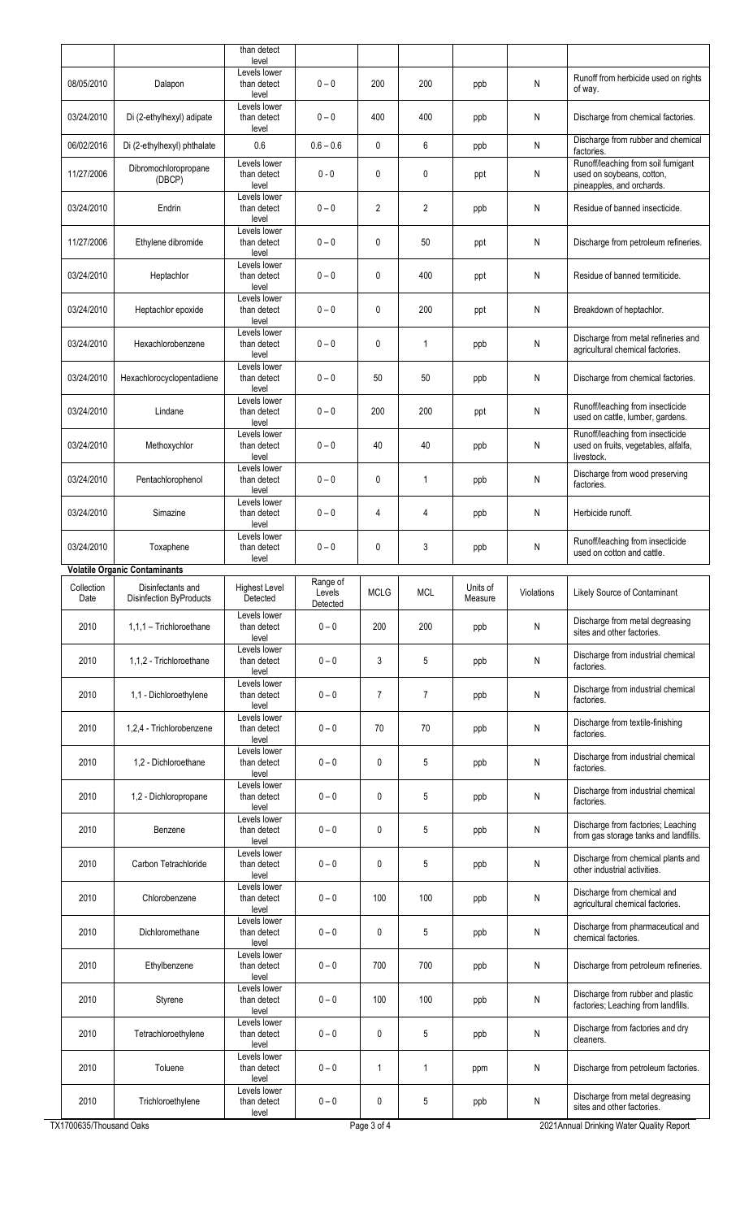| | | than detect level | | | | | | |
|---|---|---|---|---|---|---|---|---|
| 08/05/2010 | Dalapon | Levels lower than detect level | 0 – 0 | 200 | 200 | ppb | N | Runoff from herbicide used on rights of way. |
| 03/24/2010 | Di (2-ethylhexyl) adipate | Levels lower than detect level | 0 – 0 | 400 | 400 | ppb | N | Discharge from chemical factories. |
| 06/02/2016 | Di (2-ethylhexyl) phthalate | 0.6 | 0.6 – 0.6 | 0 | 6 | ppb | N | Discharge from rubber and chemical factories. |
| 11/27/2006 | Dibromochloropropane (DBCP) | Levels lower than detect level | 0 - 0 | 0 | 0 | ppt | N | Runoff/leaching from soil fumigant used on soybeans, cotton, pineapples, and orchards. |
| 03/24/2010 | Endrin | Levels lower than detect level | 0 – 0 | 2 | 2 | ppb | N | Residue of banned insecticide. |
| 11/27/2006 | Ethylene dibromide | Levels lower than detect level | 0 – 0 | 0 | 50 | ppt | N | Discharge from petroleum refineries. |
| 03/24/2010 | Heptachlor | Levels lower than detect level | 0 – 0 | 0 | 400 | ppt | N | Residue of banned termiticide. |
| 03/24/2010 | Heptachlor epoxide | Levels lower than detect level | 0 – 0 | 0 | 200 | ppt | N | Breakdown of heptachlor. |
| 03/24/2010 | Hexachlorobenzene | Levels lower than detect level | 0 – 0 | 0 | 1 | ppb | N | Discharge from metal refineries and agricultural chemical factories. |
| 03/24/2010 | Hexachlorocyclopentadiene | Levels lower than detect level | 0 – 0 | 50 | 50 | ppb | N | Discharge from chemical factories. |
| 03/24/2010 | Lindane | Levels lower than detect level | 0 – 0 | 200 | 200 | ppt | N | Runoff/leaching from insecticide used on cattle, lumber, gardens. |
| 03/24/2010 | Methoxychlor | Levels lower than detect level | 0 – 0 | 40 | 40 | ppb | N | Runoff/leaching from insecticide used on fruits, vegetables, alfalfa, livestock. |
| 03/24/2010 | Pentachlorophenol | Levels lower than detect level | 0 – 0 | 0 | 1 | ppb | N | Discharge from wood preserving factories. |
| 03/24/2010 | Simazine | Levels lower than detect level | 0 – 0 | 4 | 4 | ppb | N | Herbicide runoff. |
| 03/24/2010 | Toxaphene | Levels lower than detect level | 0 – 0 | 0 | 3 | ppb | N | Runoff/leaching from insecticide used on cotton and cattle. |

**Volatile Organic Contaminants**

| Collection Date | Disinfectants and Disinfection ByProducts | Highest Level Detected | Range of Levels Detected | MCLG | MCL | Units of Measure | Violations | Likely Source of Contaminant |
|---|---|---|---|---|---|---|---|---|
| 2010 | 1,1,1 – Trichloroethane | Levels lower than detect level | 0 – 0 | 200 | 200 | ppb | N | Discharge from metal degreasing sites and other factories. |
| 2010 | 1,1,2 - Trichloroethane | Levels lower than detect level | 0 – 0 | 3 | 5 | ppb | N | Discharge from industrial chemical factories. |
| 2010 | 1,1 - Dichloroethylene | Levels lower than detect level | 0 – 0 | 7 | 7 | ppb | N | Discharge from industrial chemical factories. |
| 2010 | 1,2,4 - Trichlorobenzene | Levels lower than detect level | 0 – 0 | 70 | 70 | ppb | N | Discharge from textile-finishing factories. |
| 2010 | 1,2 - Dichloroethane | Levels lower than detect level | 0 – 0 | 0 | 5 | ppb | N | Discharge from industrial chemical factories. |
| 2010 | 1,2 - Dichloropropane | Levels lower than detect level | 0 – 0 | 0 | 5 | ppb | N | Discharge from industrial chemical factories. |
| 2010 | Benzene | Levels lower than detect level | 0 – 0 | 0 | 5 | ppb | N | Discharge from factories; Leaching from gas storage tanks and landfills. |
| 2010 | Carbon Tetrachloride | Levels lower than detect level | 0 – 0 | 0 | 5 | ppb | N | Discharge from chemical plants and other industrial activities. |
| 2010 | Chlorobenzene | Levels lower than detect level | 0 – 0 | 100 | 100 | ppb | N | Discharge from chemical and agricultural chemical factories. |
| 2010 | Dichloromethane | Levels lower than detect level | 0 – 0 | 0 | 5 | ppb | N | Discharge from pharmaceutical and chemical factories. |
| 2010 | Ethylbenzene | Levels lower than detect level | 0 – 0 | 700 | 700 | ppb | N | Discharge from petroleum refineries. |
| 2010 | Styrene | Levels lower than detect level | 0 – 0 | 100 | 100 | ppb | N | Discharge from rubber and plastic factories; Leaching from landfills. |
| 2010 | Tetrachloroethylene | Levels lower than detect level | 0 – 0 | 0 | 5 | ppb | N | Discharge from factories and dry cleaners. |
| 2010 | Toluene | Levels lower than detect level | 0 – 0 | 1 | 1 | ppm | N | Discharge from petroleum factories. |
| 2010 | Trichloroethylene | Levels lower than detect level | 0 – 0 | 0 | 5 | ppb | N | Discharge from metal degreasing sites and other factories. |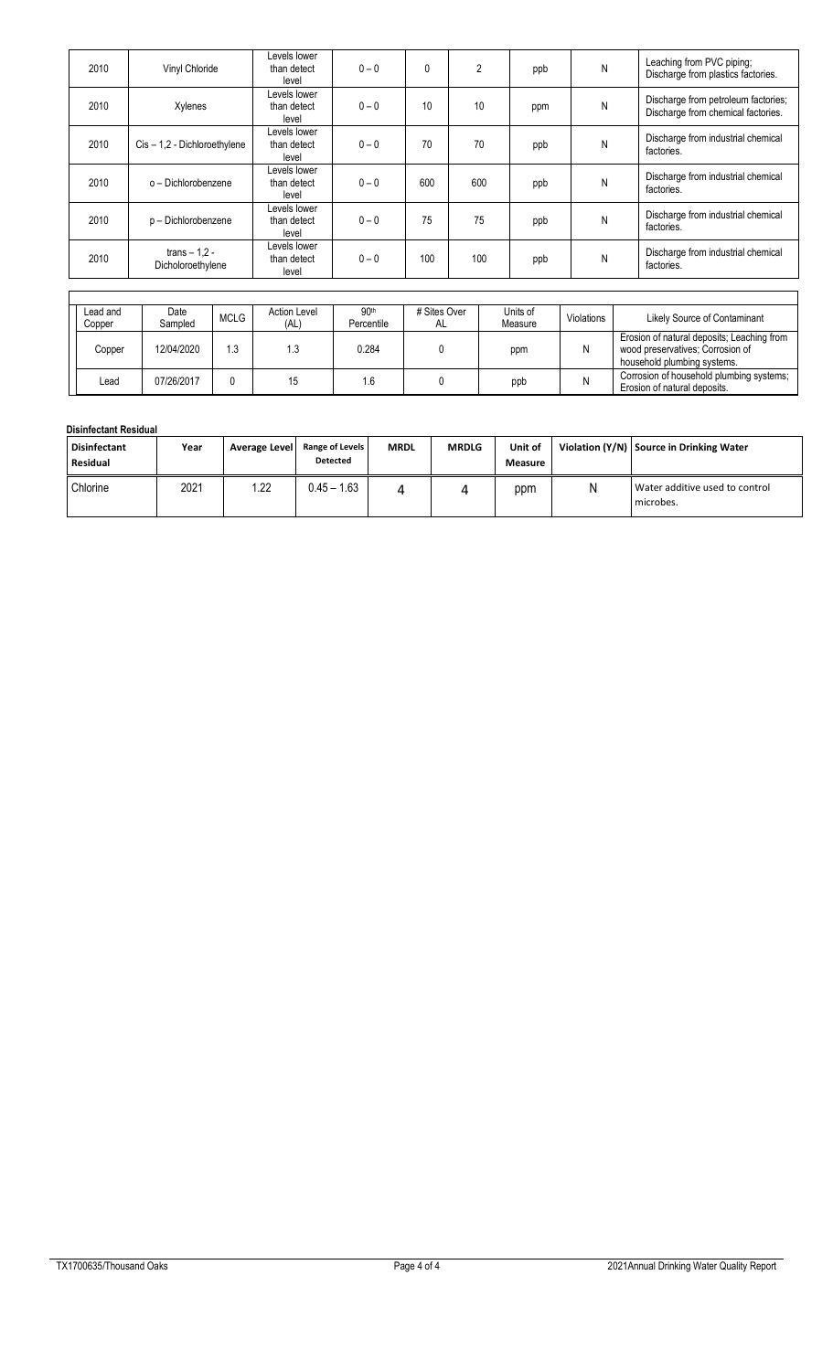| | | | | | | | | |
|---|---|---|---|---|---|---|---|---|
| 2010 | Vinyl Chloride | Levels lower than detect level | 0 – 0 | 0 | 2 | ppb | N | Leaching from PVC piping; Discharge from plastics factories. |
| 2010 | Xylenes | Levels lower than detect level | 0 – 0 | 10 | 10 | ppm | N | Discharge from petroleum factories; Discharge from chemical factories. |
| 2010 | Cis – 1,2 - Dichloroethylene | Levels lower than detect level | 0 – 0 | 70 | 70 | ppb | N | Discharge from industrial chemical factories. |
| 2010 | o – Dichlorobenzene | Levels lower than detect level | 0 – 0 | 600 | 600 | ppb | N | Discharge from industrial chemical factories. |
| 2010 | p – Dichlorobenzene | Levels lower than detect level | 0 – 0 | 75 | 75 | ppb | N | Discharge from industrial chemical factories. |
| 2010 | trans – 1,2 - Dicholoroethylene | Levels lower than detect level | 0 – 0 | 100 | 100 | ppb | N | Discharge from industrial chemical factories. |

| Lead and Copper | Date Sampled | MCLG | Action Level (AL) | 90th Percentile | # Sites Over AL | Units of Measure | Violations | Likely Source of Contaminant |
|---|---|---|---|---|---|---|---|---|
| Copper | 12/04/2020 | 1.3 | 1.3 | 0.284 | 0 | ppm | N | Erosion of natural deposits; Leaching from wood preservatives; Corrosion of household plumbing systems. |
| Lead | 07/26/2017 | 0 | 15 | 1.6 | 0 | ppb | N | Corrosion of household plumbing systems; Erosion of natural deposits. |

**Disinfectant Residual**

| Disinfectant Residual | Year | Average Level | Range of Levels Detected | MRDL | MRDLG | Unit of Measure | Violation (Y/N) | Source in Drinking Water |
|---|---|---|---|---|---|---|---|---|
| Chlorine | 2021 | 1.22 | 0.45 – 1.63 | 4 | 4 | ppm | N | Water additive used to control microbes. |